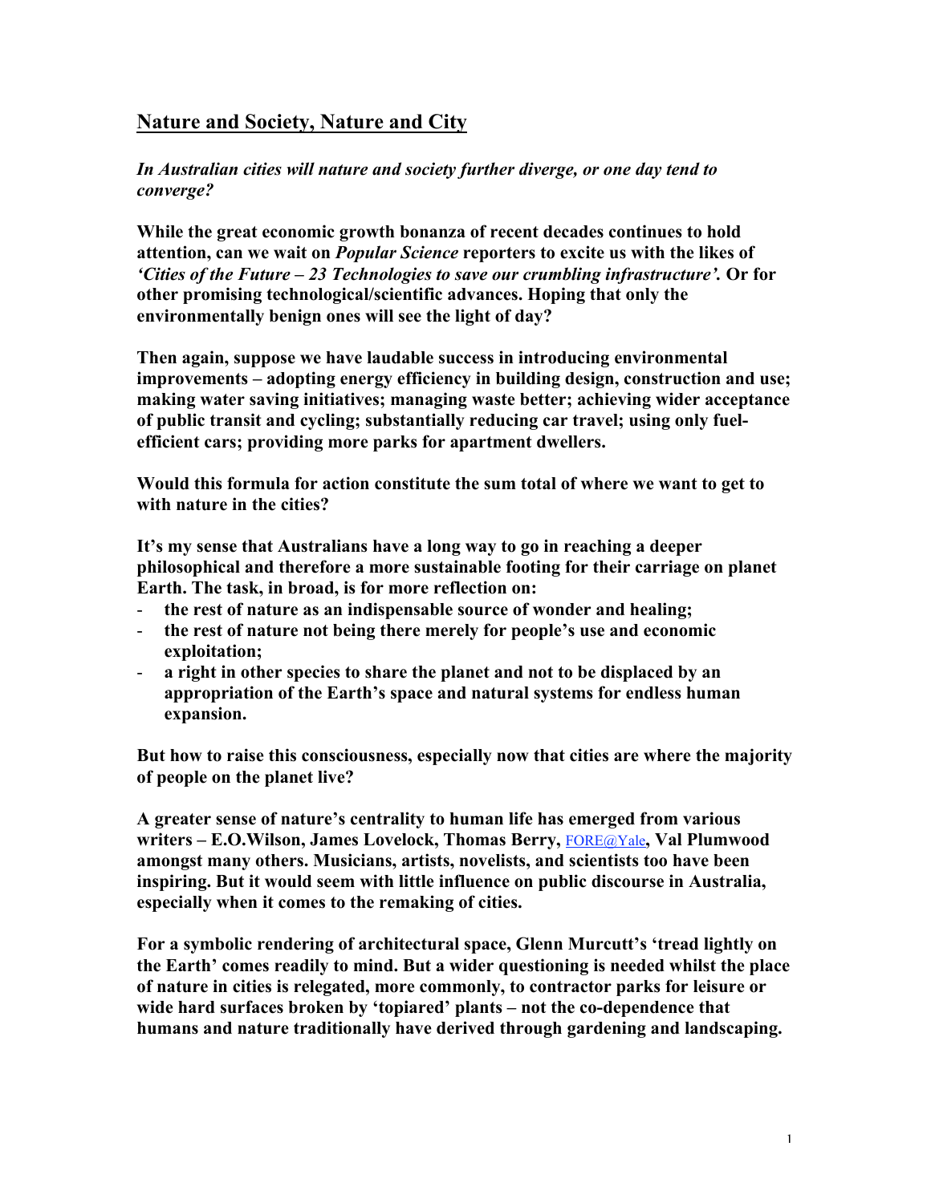## Nature and Society, Nature and City

***In Australian cities will nature and society further diverge, or one day tend to converge?***

**While the great economic growth bonanza of recent decades continues to hold attention, can we wait on *Popular Science* reporters to excite us with the likes of *'Cities of the Future – 23 Technologies to save our crumbling infrastructure'.* Or for other promising technological/scientific advances. Hoping that only the environmentally benign ones will see the light of day?**

**Then again, suppose we have laudable success in introducing environmental improvements – adopting energy efficiency in building design, construction and use; making water saving initiatives; managing waste better; achieving wider acceptance of public transit and cycling; substantially reducing car travel; using only fuel-efficient cars; providing more parks for apartment dwellers.**

**Would this formula for action constitute the sum total of where we want to get to with nature in the cities?**

**It's my sense that Australians have a long way to go in reaching a deeper philosophical and therefore a more sustainable footing for their carriage on planet Earth. The task, in broad, is for more reflection on:**

- **the rest of nature as an indispensable source of wonder and healing;**
- **the rest of nature not being there merely for people's use and economic exploitation;**
- **a right in other species to share the planet and not to be displaced by an appropriation of the Earth's space and natural systems for endless human expansion.**

**But how to raise this consciousness, especially now that cities are where the majority of people on the planet live?**

**A greater sense of nature's centrality to human life has emerged from various writers – E.O.Wilson, James Lovelock, Thomas Berry, FORE@Yale, Val Plumwood amongst many others. Musicians, artists, novelists, and scientists too have been inspiring. But it would seem with little influence on public discourse in Australia, especially when it comes to the remaking of cities.**

**For a symbolic rendering of architectural space, Glenn Murcutt's 'tread lightly on the Earth' comes readily to mind. But a wider questioning is needed whilst the place of nature in cities is relegated, more commonly, to contractor parks for leisure or wide hard surfaces broken by 'topiared' plants – not the co-dependence that humans and nature traditionally have derived through gardening and landscaping.**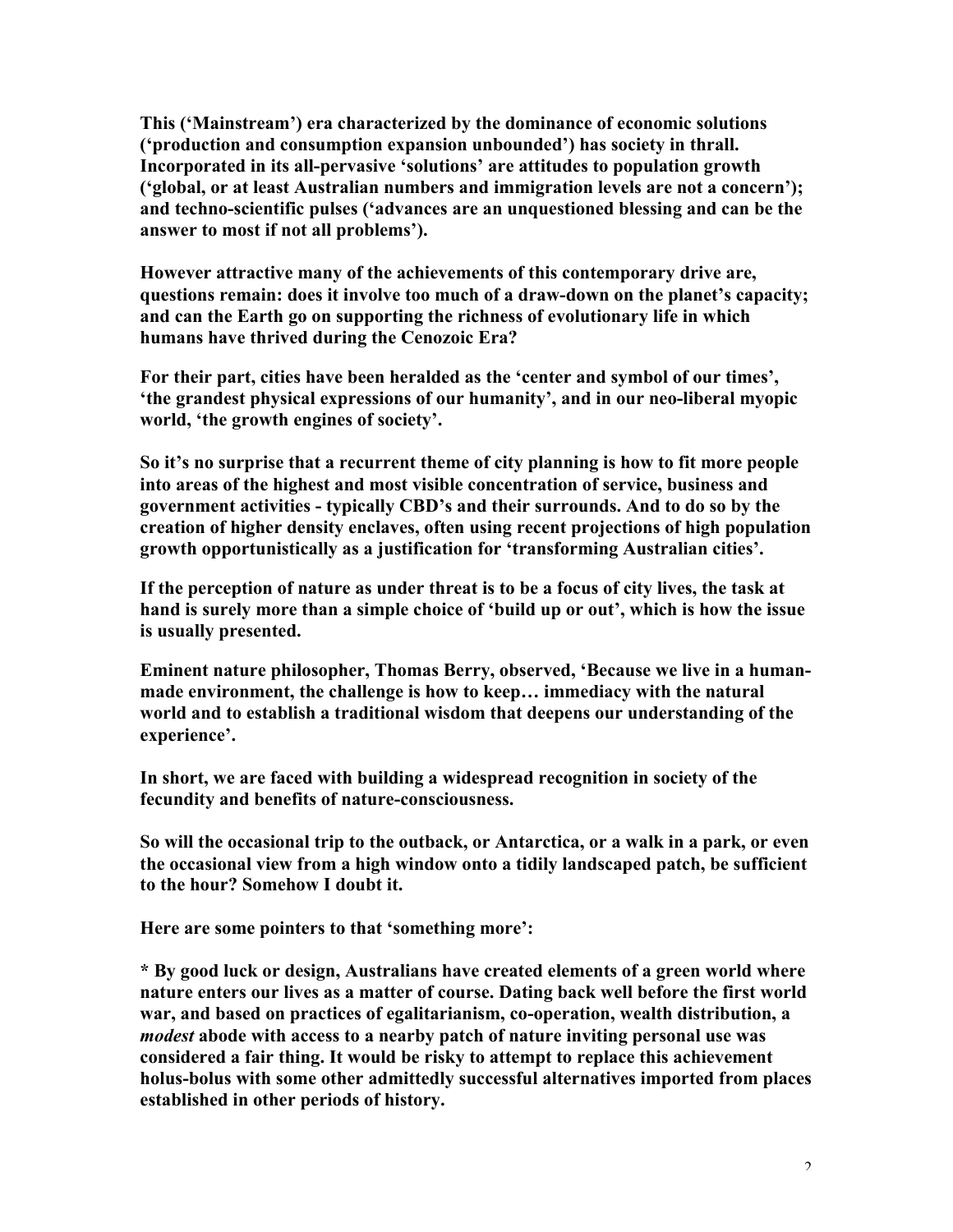**This ('Mainstream') era characterized by the dominance of economic solutions ('production and consumption expansion unbounded') has society in thrall. Incorporated in its all-pervasive 'solutions' are attitudes to population growth ('global, or at least Australian numbers and immigration levels are not a concern'); and techno-scientific pulses ('advances are an unquestioned blessing and can be the answer to most if not all problems').**

**However attractive many of the achievements of this contemporary drive are, questions remain: does it involve too much of a draw-down on the planet's capacity; and can the Earth go on supporting the richness of evolutionary life in which humans have thrived during the Cenozoic Era?**

**For their part, cities have been heralded as the 'center and symbol of our times', 'the grandest physical expressions of our humanity', and in our neo-liberal myopic world, 'the growth engines of society'.**

**So it's no surprise that a recurrent theme of city planning is how to fit more people into areas of the highest and most visible concentration of service, business and government activities - typically CBD's and their surrounds. And to do so by the creation of higher density enclaves, often using recent projections of high population growth opportunistically as a justification for 'transforming Australian cities'.**

**If the perception of nature as under threat is to be a focus of city lives, the task at hand is surely more than a simple choice of 'build up or out', which is how the issue is usually presented.**

**Eminent nature philosopher, Thomas Berry, observed, 'Because we live in a human-made environment, the challenge is how to keep… immediacy with the natural world and to establish a traditional wisdom that deepens our understanding of the experience'.**

**In short, we are faced with building a widespread recognition in society of the fecundity and benefits of nature-consciousness.**

**So will the occasional trip to the outback, or Antarctica, or a walk in a park, or even the occasional view from a high window onto a tidily landscaped patch, be sufficient to the hour? Somehow I doubt it.**

**Here are some pointers to that 'something more':**

**\* By good luck or design, Australians have created elements of a green world where nature enters our lives as a matter of course. Dating back well before the first world war, and based on practices of egalitarianism, co-operation, wealth distribution, a *modest* abode with access to a nearby patch of nature inviting personal use was considered a fair thing. It would be risky to attempt to replace this achievement holus-bolus with some other admittedly successful alternatives imported from places established in other periods of history.**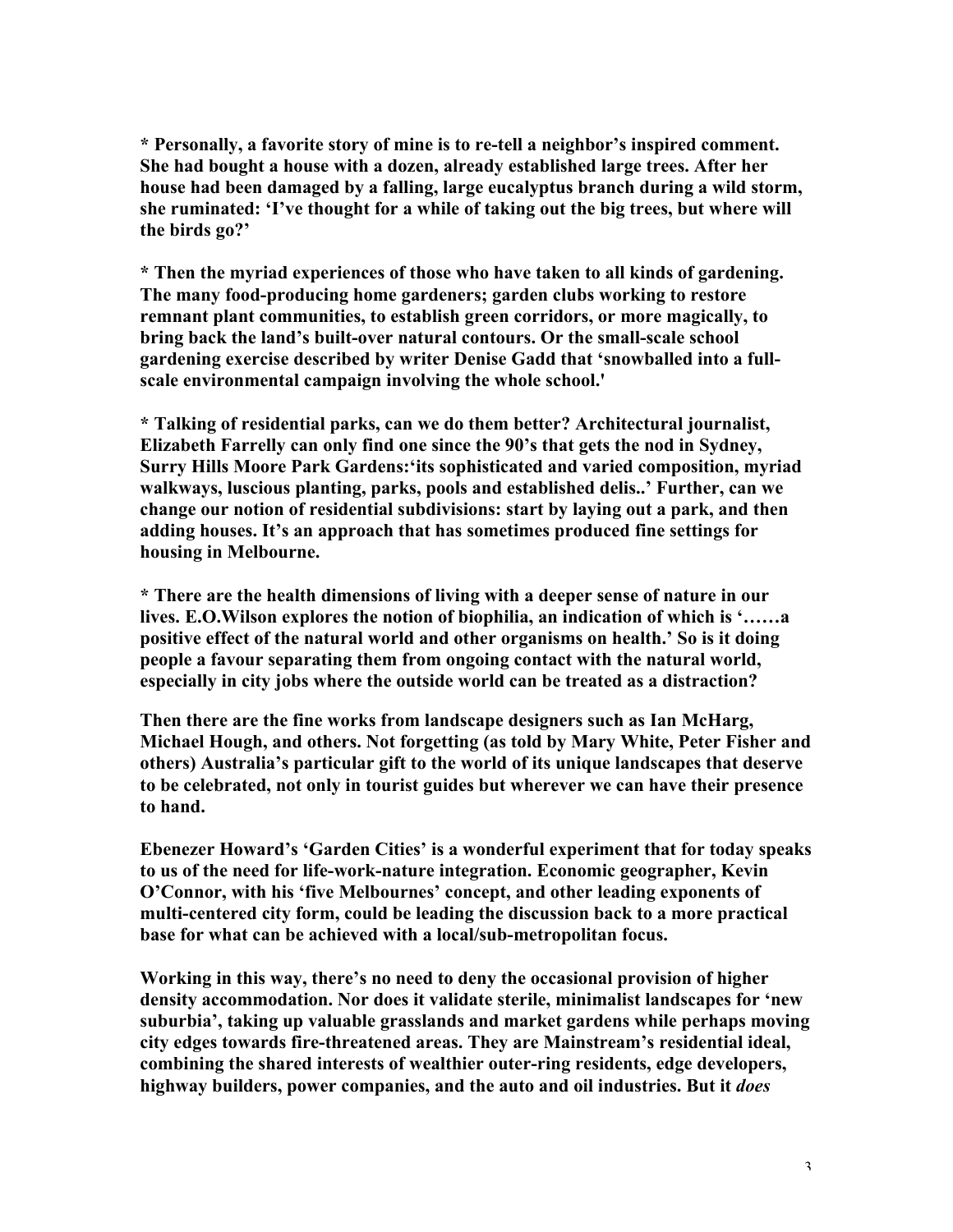**\* Personally, a favorite story of mine is to re-tell a neighbor's inspired comment. She had bought a house with a dozen, already established large trees. After her house had been damaged by a falling, large eucalyptus branch during a wild storm, she ruminated: 'I've thought for a while of taking out the big trees, but where will the birds go?'**

**\* Then the myriad experiences of those who have taken to all kinds of gardening. The many food-producing home gardeners; garden clubs working to restore remnant plant communities, to establish green corridors, or more magically, to bring back the land's built-over natural contours. Or the small-scale school gardening exercise described by writer Denise Gadd that 'snowballed into a full-scale environmental campaign involving the whole school.'**

**\* Talking of residential parks, can we do them better? Architectural journalist, Elizabeth Farrelly can only find one since the 90's that gets the nod in Sydney, Surry Hills Moore Park Gardens:'its sophisticated and varied composition, myriad walkways, luscious planting, parks, pools and established delis..' Further, can we change our notion of residential subdivisions: start by laying out a park, and then adding houses. It's an approach that has sometimes produced fine settings for housing in Melbourne.**

**\* There are the health dimensions of living with a deeper sense of nature in our lives. E.O.Wilson explores the notion of biophilia, an indication of which is '……a positive effect of the natural world and other organisms on health.' So is it doing people a favour separating them from ongoing contact with the natural world, especially in city jobs where the outside world can be treated as a distraction?**

**Then there are the fine works from landscape designers such as Ian McHarg, Michael Hough, and others. Not forgetting (as told by Mary White, Peter Fisher and others) Australia's particular gift to the world of its unique landscapes that deserve to be celebrated, not only in tourist guides but wherever we can have their presence to hand.**

**Ebenezer Howard's 'Garden Cities' is a wonderful experiment that for today speaks to us of the need for life-work-nature integration. Economic geographer, Kevin O'Connor, with his 'five Melbournes' concept, and other leading exponents of multi-centered city form, could be leading the discussion back to a more practical base for what can be achieved with a local/sub-metropolitan focus.**

**Working in this way, there's no need to deny the occasional provision of higher density accommodation. Nor does it validate sterile, minimalist landscapes for 'new suburbia', taking up valuable grasslands and market gardens while perhaps moving city edges towards fire-threatened areas. They are Mainstream's residential ideal, combining the shared interests of wealthier outer-ring residents, edge developers, highway builders, power companies, and the auto and oil industries. But it *does***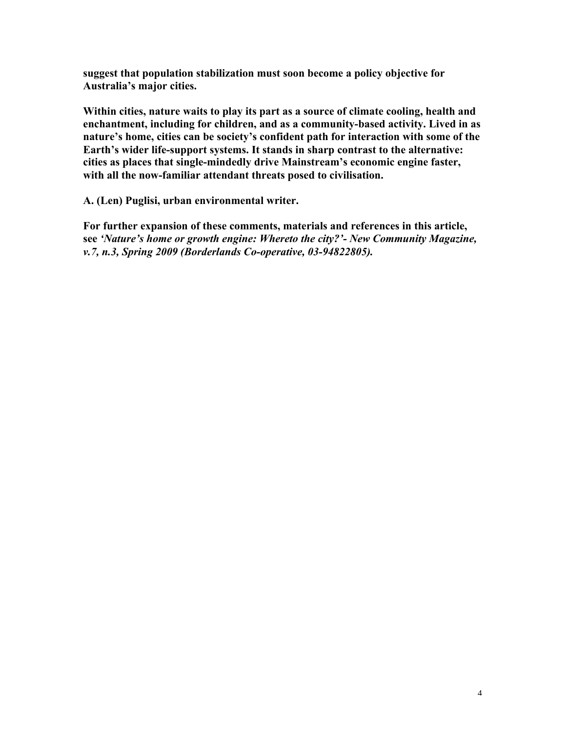**suggest that population stabilization must soon become a policy objective for Australia's major cities.**

**Within cities, nature waits to play its part as a source of climate cooling, health and enchantment, including for children, and as a community-based activity. Lived in as nature's home, cities can be society's confident path for interaction with some of the Earth's wider life-support systems. It stands in sharp contrast to the alternative: cities as places that single-mindedly drive Mainstream's economic engine faster, with all the now-familiar attendant threats posed to civilisation.**

**A. (Len) Puglisi, urban environmental writer.**

**For further expansion of these comments, materials and references in this article, see *'Nature's home or growth engine: Whereto the city?'- New Community Magazine, v.7, n.3, Spring 2009 (Borderlands Co-operative, 03-94822805).***